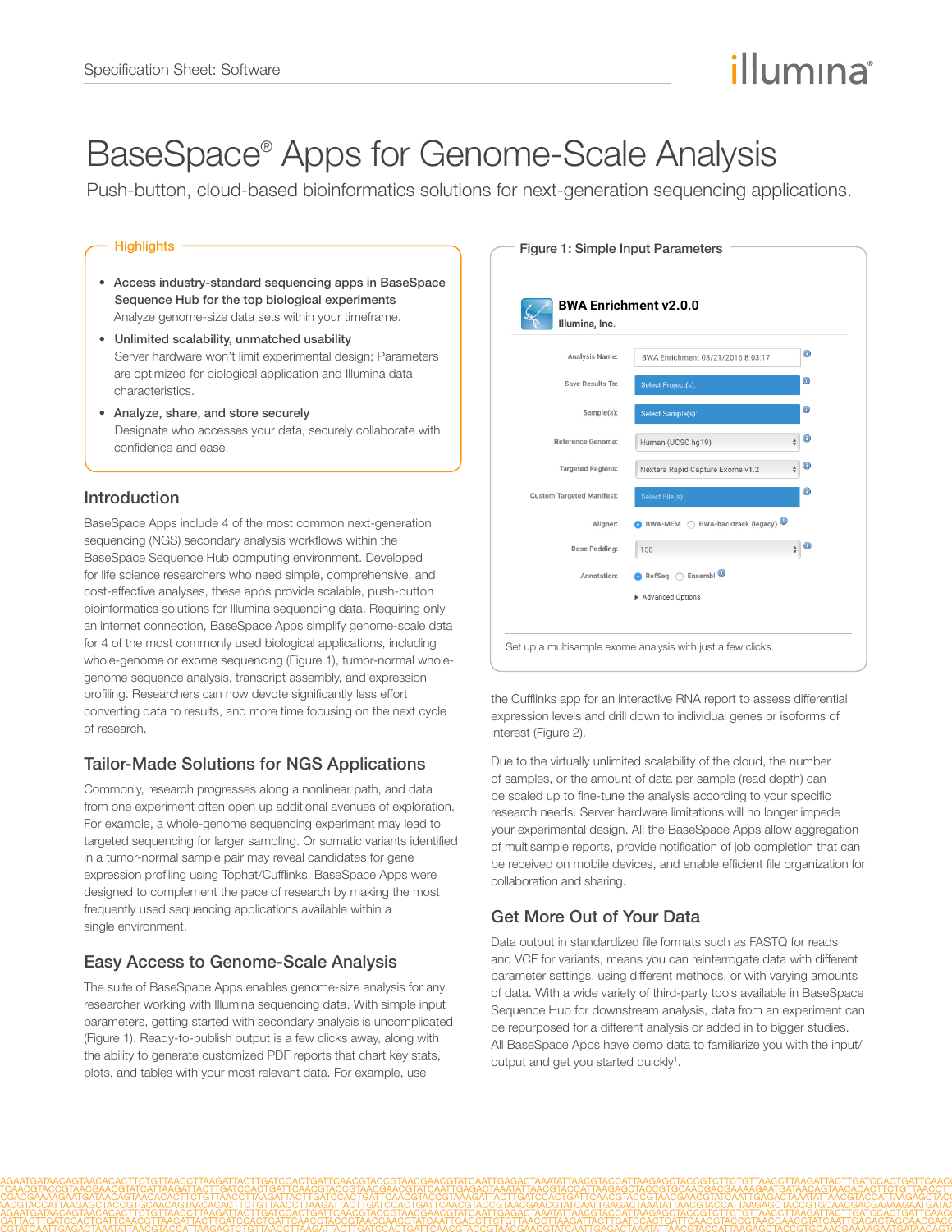# BaseSpace® Apps for Genome-Scale Analysis

Push-button, cloud-based bioinformatics solutions for next-generation sequencing applications.

## Highlights

- **Access industry-standard sequencing apps in BaseSpace Sequence Hub for the top biological experiments**
  Analyze genome-size data sets within your timeframe.
- **Unlimited scalability, unmatched usability**
  Server hardware won't limit experimental design; Parameters are optimized for biological application and Illumina data characteristics.
- **Analyze, share, and store securely**
  Designate who accesses your data, securely collaborate with confidence and ease.

## Introduction

BaseSpace Apps include 4 of the most common next-generation sequencing (NGS) secondary analysis workflows within the BaseSpace Sequence Hub computing environment. Developed for life science researchers who need simple, comprehensive, and cost-effective analyses, these apps provide scalable, push-button bioinformatics solutions for Illumina sequencing data. Requiring only an internet connection, BaseSpace Apps simplify genome-scale data for 4 of the most commonly used biological applications, including whole-genome or exome sequencing (Figure 1), tumor-normal whole-genome sequence analysis, transcript assembly, and expression profiling. Researchers can now devote significantly less effort converting data to results, and more time focusing on the next cycle of research.

## Tailor-Made Solutions for NGS Applications

Commonly, research progresses along a nonlinear path, and data from one experiment often open up additional avenues of exploration. For example, a whole-genome sequencing experiment may lead to targeted sequencing for larger sampling. Or somatic variants identified in a tumor-normal sample pair may reveal candidates for gene expression profiling using Tophat/Cufflinks. BaseSpace Apps were designed to complement the pace of research by making the most frequently used sequencing applications available within a single environment.

## Easy Access to Genome-Scale Analysis

The suite of BaseSpace Apps enables genome-size analysis for any researcher working with Illumina sequencing data. With simple input parameters, getting started with secondary analysis is uncomplicated (Figure 1). Ready-to-publish output is a few clicks away, along with the ability to generate customized PDF reports that chart key stats, plots, and tables with your most relevant data. For example, use the Cufflinks app for an interactive RNA report to assess differential expression levels and drill down to individual genes or isoforms of interest (Figure 2).

**Figure 1: Simple Input Parameters**

**BWA Enrichment v2.0.0**
Illumina, Inc.

| | |
|---|---|
| Analysis Name: | BWA Enrichment 03/21/2016 8:03:17 |
| Save Results To: | Select Project(s): |
| Sample(s): | Select Sample(s): |
| Reference Genome: | Human (UCSC hg19) |
| Targeted Regions: | Nextera Rapid Capture Exome v1.2 |
| Custom Targeted Manifest: | Select File(s): |
| Aligner: | BWA-MEM / BWA-backtrack (legacy) |
| Base Padding: | 150 |
| Annotation: | RefSeq / Ensembl |

▸ Advanced Options

Set up a multisample exome analysis with just a few clicks.

Due to the virtually unlimited scalability of the cloud, the number of samples, or the amount of data per sample (read depth) can be scaled up to fine-tune the analysis according to your specific research needs. Server hardware limitations will no longer impede your experimental design. All the BaseSpace Apps allow aggregation of multisample reports, provide notification of job completion that can be received on mobile devices, and enable efficient file organization for collaboration and sharing.

## Get More Out of Your Data

Data output in standardized file formats such as FASTQ for reads and VCF for variants, means you can reinterrogate data with different parameter settings, using different methods, or with varying amounts of data. With a wide variety of third-party tools available in BaseSpace Sequence Hub for downstream analysis, data from an experiment can be repurposed for a different analysis or added in to bigger studies. All BaseSpace Apps have demo data to familiarize you with the input/output and get you started quickly[1].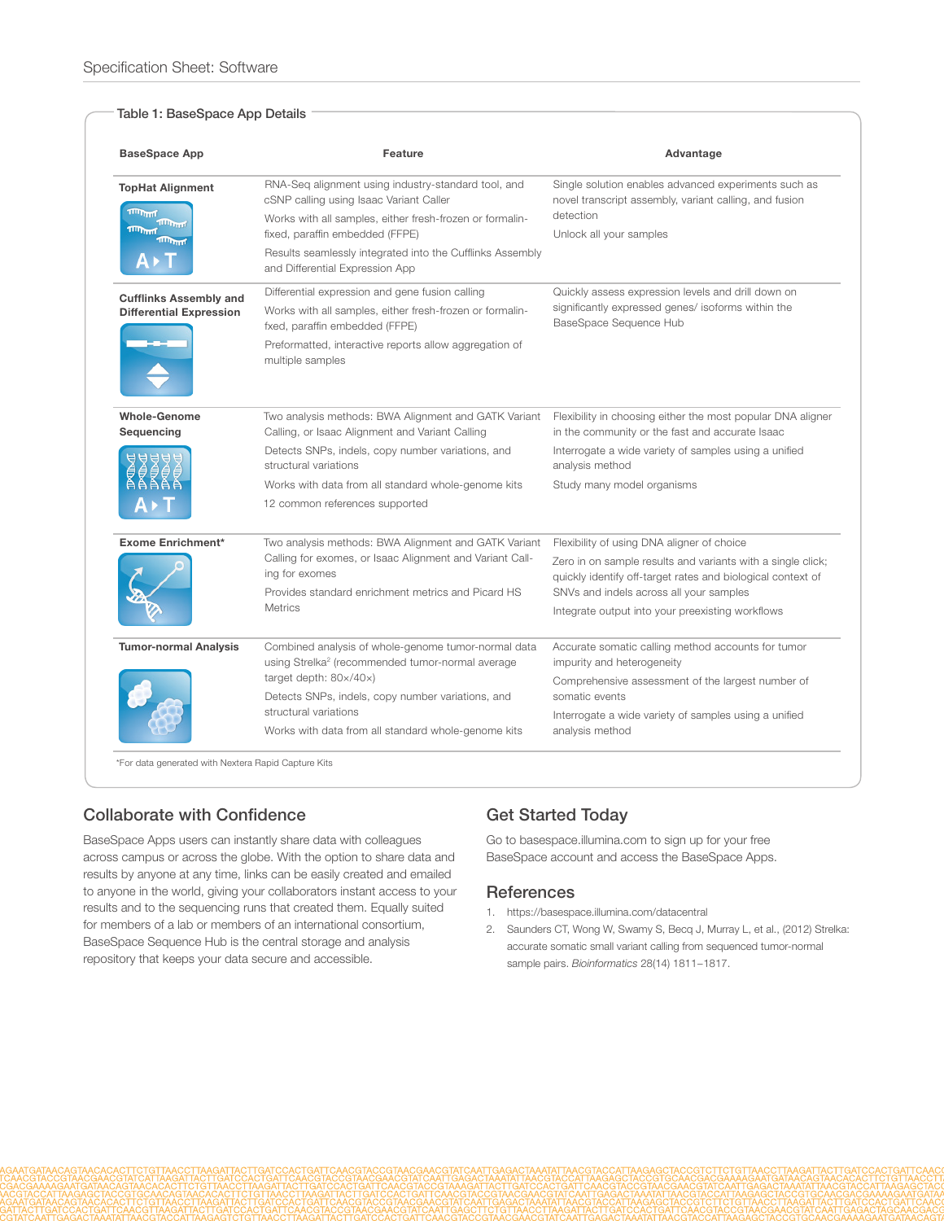### Table 1: BaseSpace App Details

| BaseSpace App | Feature | Advantage |
|---|---|---|
| **TopHat Alignment** | RNA-Seq alignment using industry-standard tool, and cSNP calling using Isaac Variant Caller<br>Works with all samples, either fresh-frozen or formalin-fixed, paraffin embedded (FFPE)<br>Results seamlessly integrated into the Cufflinks Assembly and Differential Expression App | Single solution enables advanced experiments such as novel transcript assembly, variant calling, and fusion detection<br>Unlock all your samples |
| **Cufflinks Assembly and Differential Expression** | Differential expression and gene fusion calling<br>Works with all samples, either fresh-frozen or formalin-fixed, paraffin embedded (FFPE)<br>Preformatted, interactive reports allow aggregation of multiple samples | Quickly assess expression levels and drill down on significantly expressed genes/ isoforms within the BaseSpace Sequence Hub |
| **Whole-Genome Sequencing** | Two analysis methods: BWA Alignment and GATK Variant Calling, or Isaac Alignment and Variant Calling<br>Detects SNPs, indels, copy number variations, and structural variations<br>Works with data from all standard whole-genome kits<br>12 common references supported | Flexibility in choosing either the most popular DNA aligner in the community or the fast and accurate Isaac<br>Interrogate a wide variety of samples using a unified analysis method<br>Study many model organisms |
| **Exome Enrichment*** | Two analysis methods: BWA Alignment and GATK Variant Calling for exomes, or Isaac Alignment and Variant Calling for exomes<br>Provides standard enrichment metrics and Picard HS Metrics | Flexibility of using DNA aligner of choice<br>Zero in on sample results and variants with a single click; quickly identify off-target rates and biological context of SNVs and indels across all your samples<br>Integrate output into your preexisting workflows |
| **Tumor-normal Analysis** | Combined analysis of whole-genome tumor-normal data using Strelka[2] (recommended tumor-normal average target depth: 80×/40×)<br>Detects SNPs, indels, copy number variations, and structural variations<br>Works with data from all standard whole-genome kits | Accurate somatic calling method accounts for tumor impurity and heterogeneity<br>Comprehensive assessment of the largest number of somatic events<br>Interrogate a wide variety of samples using a unified analysis method |

*For data generated with Nextera Rapid Capture Kits

## Collaborate with Confidence

BaseSpace Apps users can instantly share data with colleagues across campus or across the globe. With the option to share data and results by anyone at any time, links can be easily created and emailed to anyone in the world, giving your collaborators instant access to your results and to the sequencing runs that created them. Equally suited for members of a lab or members of an international consortium, BaseSpace Sequence Hub is the central storage and analysis repository that keeps your data secure and accessible.

## Get Started Today

Go to basespace.illumina.com to sign up for your free BaseSpace account and access the BaseSpace Apps.

## References

1. https://basespace.illumina.com/datacentral
2. Saunders CT, Wong W, Swamy S, Becq J, Murray L, et al., (2012) Strelka: accurate somatic small variant calling from sequenced tumor-normal sample pairs. *Bioinformatics* 28(14) 1811–1817.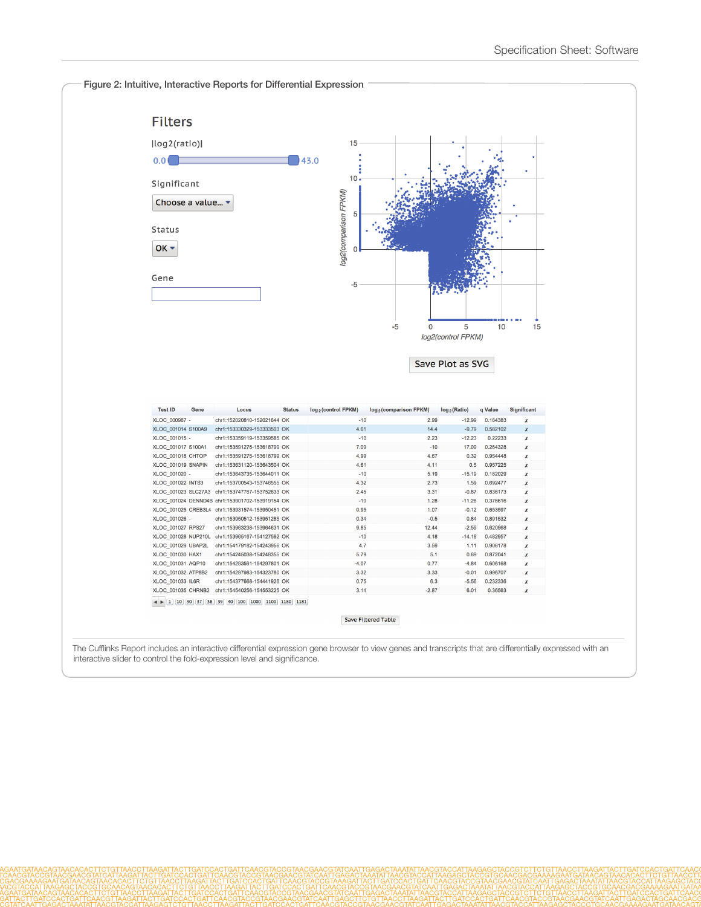**Figure 2: Intuitive, Interactive Reports for Differential Expression**

## Filters

|log2(ratio)|

0.0 — 43.0

Significant

Choose a value...

Status

OK

Gene

Save Plot as SVG

| Test ID | Gene | Locus | Status | $log_2$(control FPKM) | $log_2$(comparison FPKM) | $log_2$(Ratio) | q Value | Significant |
|---|---|---|---|---|---|---|---|---|
| XLOC_000987 | - | chr1:152020810-152021644 | OK | -10 | 2.99 | -12.99 | 0.164383 | x |
| XLOC_001014 | S100A9 | chr1:153330329-153333503 | OK | 4.61 | 14.4 | -9.79 | 0.582102 | x |
| XLOC_001015 | - | chr1:153359119-153359585 | OK | -10 | 2.23 | -12.23 | 0.22233 | x |
| XLOC_001017 | S100A1 | chr1:153591275-153618799 | OK | 7.09 | -10 | 17.09 | 0.264328 | x |
| XLOC_001018 | CHTOP | chr1:153591275-153618799 | OK | 4.99 | 4.67 | 0.32 | 0.954448 | x |
| XLOC_001019 | SNAPIN | chr1:153631120-153643504 | OK | 4.61 | 4.11 | 0.5 | 0.957225 | x |
| XLOC_001020 | - | chr1:153643735-153644011 | OK | -10 | 5.19 | -15.19 | 0.182029 | x |
| XLOC_001022 | INTS3 | chr1:153700543-153746555 | OK | 4.32 | 2.73 | 1.59 | 0.692477 | x |
| XLOC_001023 | SLC27A3 | chr1:153747787-153752633 | OK | 2.45 | 3.31 | -0.87 | 0.836173 | x |
| XLOC_001024 | DENND4B | chr1:153901702-153919154 | OK | -10 | 1.28 | -11.28 | 0.376616 | x |
| XLOC_001025 | CREB3L4 | chr1:153931574-153950451 | OK | 0.95 | 1.07 | -0.12 | 0.653597 | x |
| XLOC_001026 | - | chr1:153950512-153951285 | OK | 0.34 | -0.5 | 0.84 | 0.891532 | x |
| XLOC_001027 | RPS27 | chr1:153963238-153964631 | OK | 9.85 | 12.44 | -2.59 | 0.620968 | x |
| XLOC_001028 | NUP210L | chr1:153965167-154127592 | OK | -10 | 4.18 | -14.18 | 0.482957 | x |
| XLOC_001029 | UBAP2L | chr1:154179182-154243956 | OK | 4.7 | 3.59 | 1.11 | 0.906178 | x |
| XLOC_001030 | HAX1 | chr1:154245038-154248355 | OK | 5.79 | 5.1 | 0.69 | 0.872041 | x |
| XLOC_001031 | AQP10 | chr1:154293591-154297801 | OK | -4.07 | 0.77 | -4.84 | 0.606168 | x |
| XLOC_001032 | ATP8B2 | chr1:154297983-154323780 | OK | 3.32 | 3.33 | -0.01 | 0.996707 | x |
| XLOC_001033 | IL6R | chr1:154377668-154441926 | OK | 0.75 | 6.3 | -5.56 | 0.232336 | x |
| XLOC_001035 | CHRNB2 | chr1:154540256-154553225 | OK | 3.14 | -2.87 | 6.01 | 0.36563 | x |

1 10 30 37 38 39 40 100 1000 1100 1180 1181

Save Filtered Table

The Cufflinks Report includes an interactive differential expression gene browser to view genes and transcripts that are differentially expressed with an interactive slider to control the fold-expression level and significance.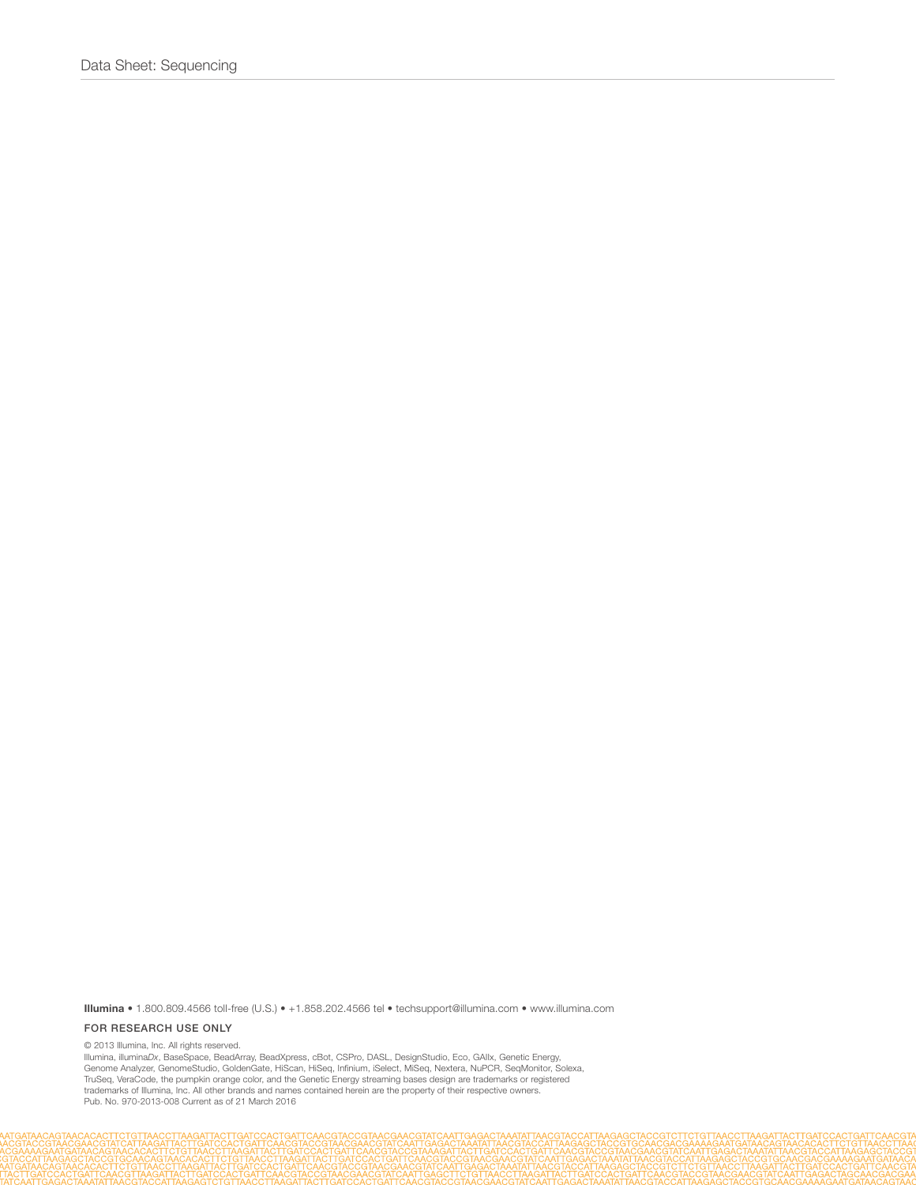**Illumina** • 1.800.809.4566 toll-free (U.S.) • +1.858.202.4566 tel • techsupport@illumina.com • www.illumina.com

FOR RESEARCH USE ONLY

© 2013 Illumina, Inc. All rights reserved.
Illumina, illumina*Dx*, BaseSpace, BeadArray, BeadXpress, cBot, CSPro, DASL, DesignStudio, Eco, GAIIx, Genetic Energy, Genome Analyzer, GenomeStudio, GoldenGate, HiScan, HiSeq, Infinium, iSelect, MiSeq, Nextera, NuPCR, SeqMonitor, Solexa, TruSeq, VeraCode, the pumpkin orange color, and the Genetic Energy streaming bases design are trademarks or registered trademarks of Illumina, Inc. All other brands and names contained herein are the property of their respective owners.
Pub. No. 970-2013-008 Current as of 21 March 2016